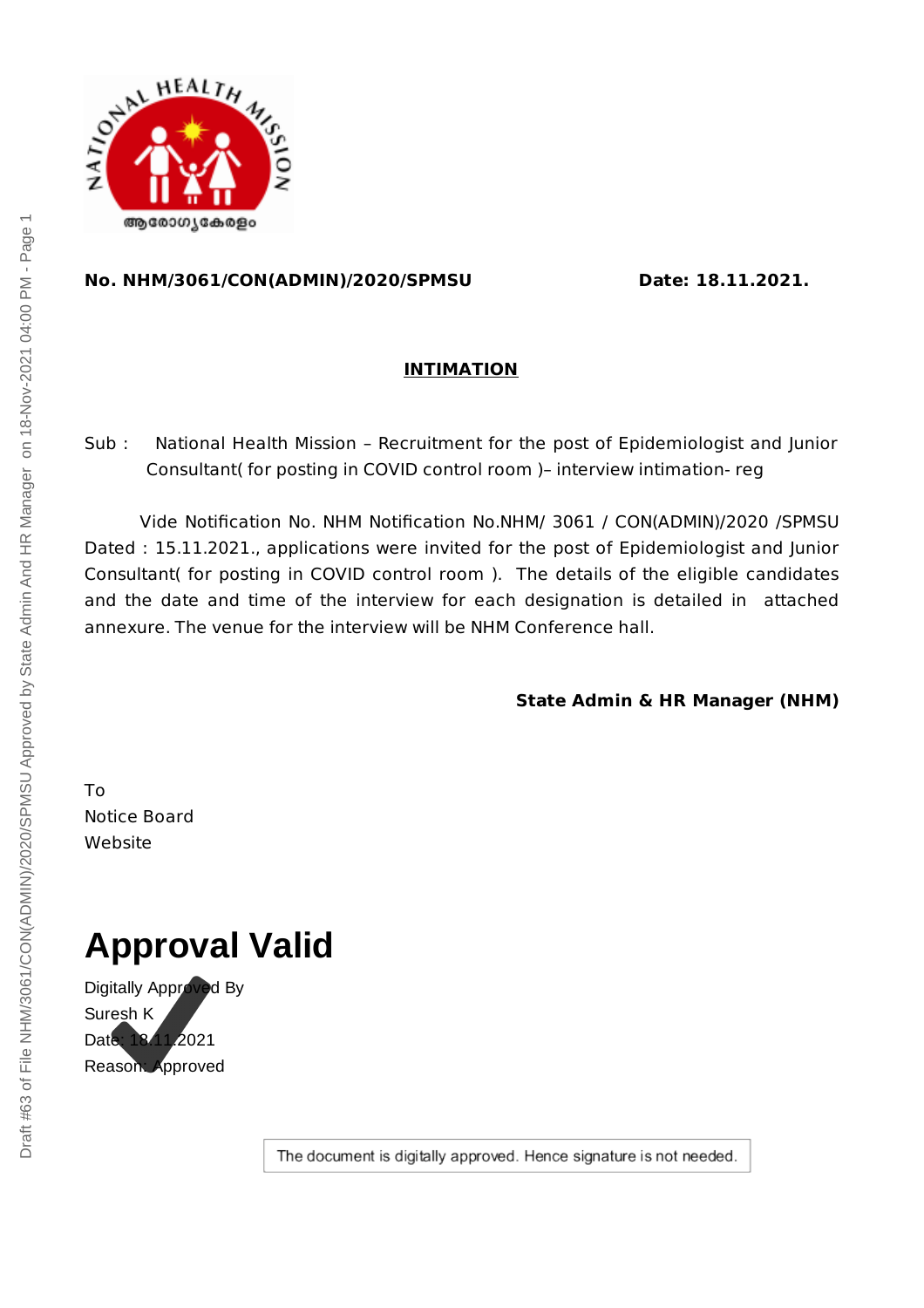**No. NHM/3061/CON(ADMIN)/2020/SPMSU** **Date: 18.11.2021.**

## INTIMATION

Sub : National Health Mission – Recruitment for the post of Epidemiologist and Junior Consultant( for posting in COVID control room )– interview intimation- reg

Vide Notification No. NHM Notification No.NHM/ 3061 / CON(ADMIN)/2020 /SPMSU Dated : 15.11.2021., applications were invited for the post of Epidemiologist and Junior Consultant( for posting in COVID control room ). The details of the eligible candidates and the date and time of the interview for each designation is detailed in attached annexure. The venue for the interview will be NHM Conference hall.

**State Admin & HR Manager (NHM)**

To
Notice Board
Website

# Approval Valid

Digitally Approved By
Suresh K
Date: 18.11.2021
Reason: Approved

The document is digitally approved. Hence signature is not needed.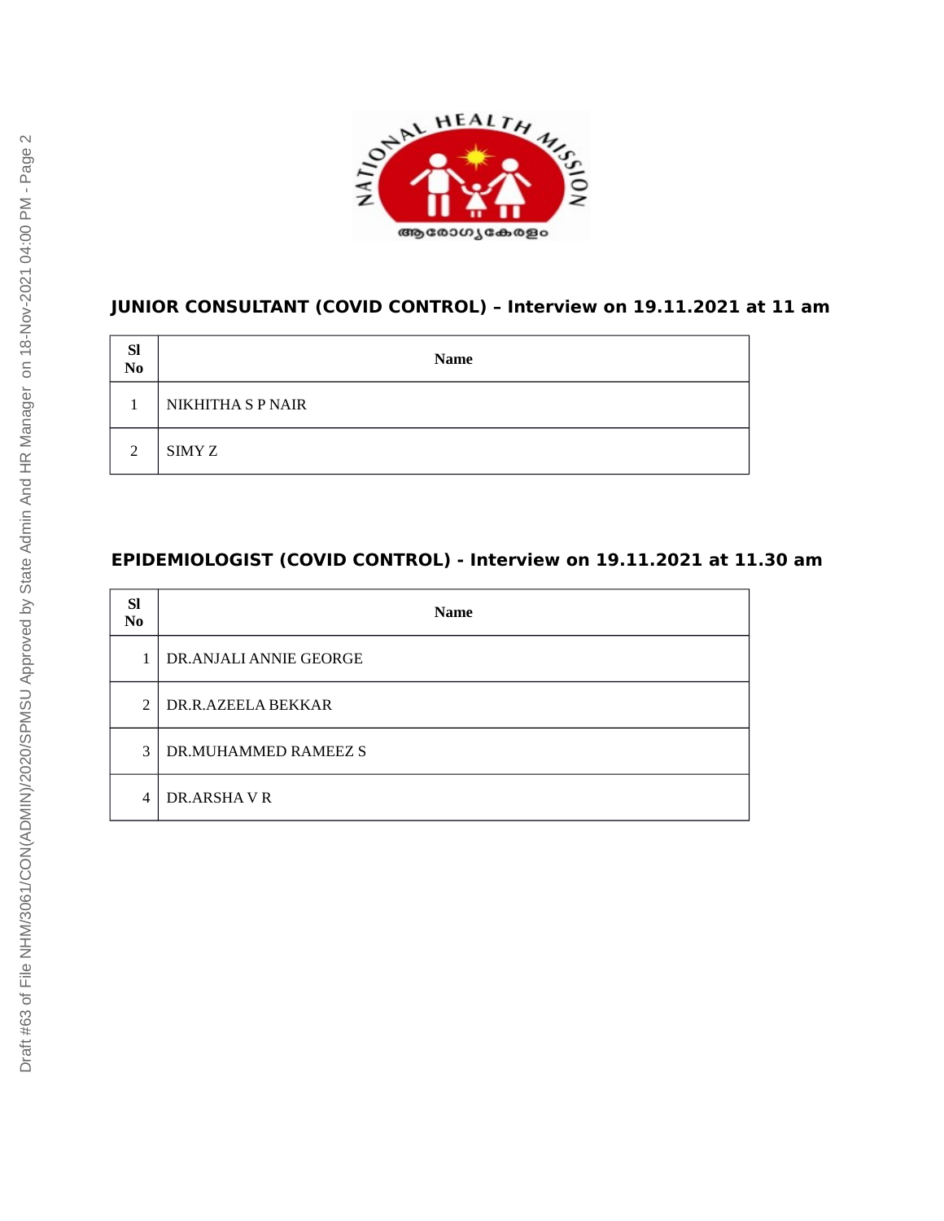## JUNIOR CONSULTANT (COVID CONTROL) – Interview on 19.11.2021 at 11 am

| Sl No | Name |
|---|---|
| 1 | NIKHITHA S P NAIR |
| 2 | SIMY Z |

## EPIDEMIOLOGIST (COVID CONTROL) - Interview on 19.11.2021 at 11.30 am

| Sl No | Name |
|---|---|
| 1 | DR.ANJALI ANNIE GEORGE |
| 2 | DR.R.AZEELA BEKKAR |
| 3 | DR.MUHAMMED RAMEEZ S |
| 4 | DR.ARSHA V R |